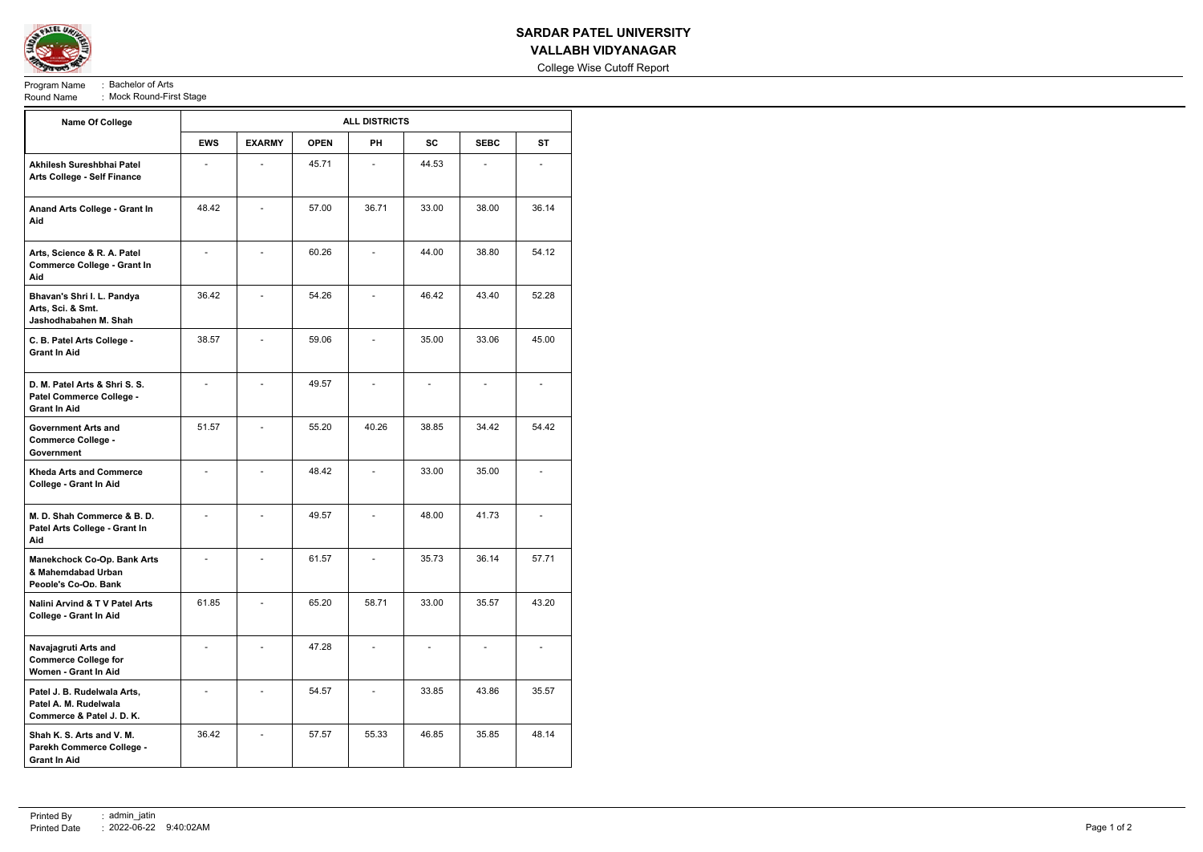# SARDAR PATEL UNIVERSITY

## VALLABH VIDYANAGAR

College Wise Cutoff Report

Program Name : Bachelor of Arts
Round Name : Mock Round-First Stage

| Name Of College | ALL DISTRICTS | | | | | | |
|---|---|---|---|---|---|---|---|
| | EWS | EXARMY | OPEN | PH | SC | SEBC | ST |
| Akhilesh Sureshbhai Patel Arts College - Self Finance | - | - | 45.71 | - | 44.53 | - | - |
| Anand Arts College - Grant In Aid | 48.42 | - | 57.00 | 36.71 | 33.00 | 38.00 | 36.14 |
| Arts, Science & R. A. Patel Commerce College - Grant In Aid | - | - | 60.26 | - | 44.00 | 38.80 | 54.12 |
| Bhavan's Shri I. L. Pandya Arts, Sci. & Smt. Jashodhabahen M. Shah | 36.42 | - | 54.26 | - | 46.42 | 43.40 | 52.28 |
| C. B. Patel Arts College - Grant In Aid | 38.57 | - | 59.06 | - | 35.00 | 33.06 | 45.00 |
| D. M. Patel Arts & Shri S. S. Patel Commerce College - Grant In Aid | - | - | 49.57 | - | - | - | - |
| Government Arts and Commerce College - Government | 51.57 | - | 55.20 | 40.26 | 38.85 | 34.42 | 54.42 |
| Kheda Arts and Commerce College - Grant In Aid | - | - | 48.42 | - | 33.00 | 35.00 | - |
| M. D. Shah Commerce & B. D. Patel Arts College - Grant In Aid | - | - | 49.57 | - | 48.00 | 41.73 | - |
| Manekchock Co-Op. Bank Arts & Mahemdabad Urban People's Co-Op. Bank | - | - | 61.57 | - | 35.73 | 36.14 | 57.71 |
| Nalini Arvind & T V Patel Arts College - Grant In Aid | 61.85 | - | 65.20 | 58.71 | 33.00 | 35.57 | 43.20 |
| Navajagruti Arts and Commerce College for Women - Grant In Aid | - | - | 47.28 | - | - | - | - |
| Patel J. B. Rudelwala Arts, Patel A. M. Rudelwala Commerce & Patel J. D. K. | - | - | 54.57 | - | 33.85 | 43.86 | 35.57 |
| Shah K. S. Arts and V. M. Parekh Commerce College - Grant In Aid | 36.42 | - | 57.57 | 55.33 | 46.85 | 35.85 | 48.14 |

Printed By : admin_jatin
Printed Date : 2022-06-22 9:40:02AM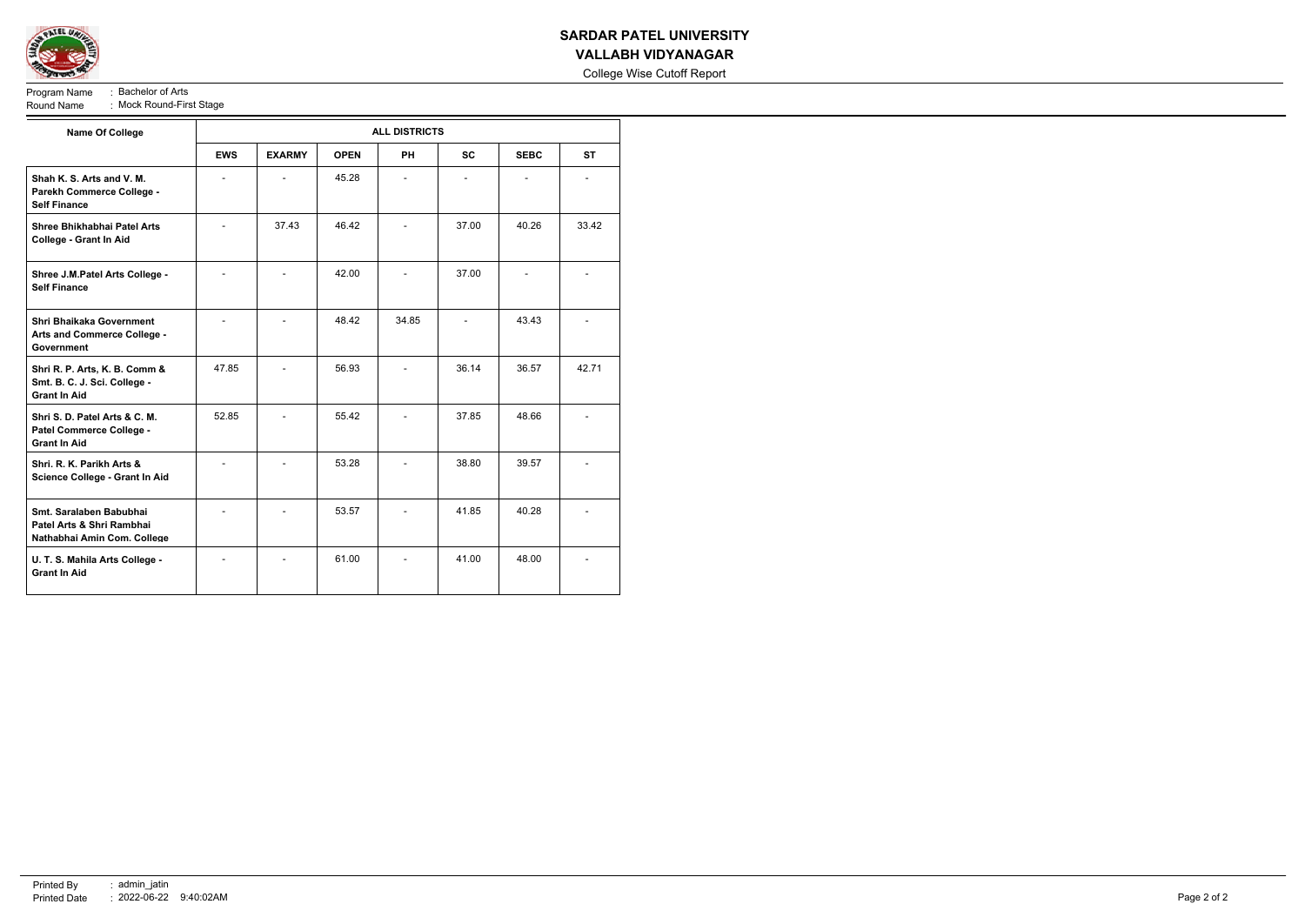# SARDAR PATEL UNIVERSITY

## VALLABH VIDYANAGAR

College Wise Cutoff Report

Program Name : Bachelor of Arts
Round Name : Mock Round-First Stage

| Name Of College | ALL DISTRICTS | | | | | | |
|---|---|---|---|---|---|---|---|
| | EWS | EXARMY | OPEN | PH | SC | SEBC | ST |
| Shah K. S. Arts and V. M. Parekh Commerce College - Self Finance | - | - | 45.28 | - | - | - | - |
| Shree Bhikhabhai Patel Arts College - Grant In Aid | - | 37.43 | 46.42 | - | 37.00 | 40.26 | 33.42 |
| Shree J.M.Patel Arts College - Self Finance | - | - | 42.00 | - | 37.00 | - | - |
| Shri Bhaikaka Government Arts and Commerce College - Government | - | - | 48.42 | 34.85 | - | 43.43 | - |
| Shri R. P. Arts, K. B. Comm & Smt. B. C. J. Sci. College - Grant In Aid | 47.85 | - | 56.93 | - | 36.14 | 36.57 | 42.71 |
| Shri S. D. Patel Arts & C. M. Patel Commerce College - Grant In Aid | 52.85 | - | 55.42 | - | 37.85 | 48.66 | - |
| Shri. R. K. Parikh Arts & Science College - Grant In Aid | - | - | 53.28 | - | 38.80 | 39.57 | - |
| Smt. Saralaben Babubhai Patel Arts & Shri Rambhai Nathabhai Amin Com. College | - | - | 53.57 | - | 41.85 | 40.28 | - |
| U. T. S. Mahila Arts College - Grant In Aid | - | - | 61.00 | - | 41.00 | 48.00 | - |

Printed By : admin_jatin
Printed Date : 2022-06-22 9:40:02AM